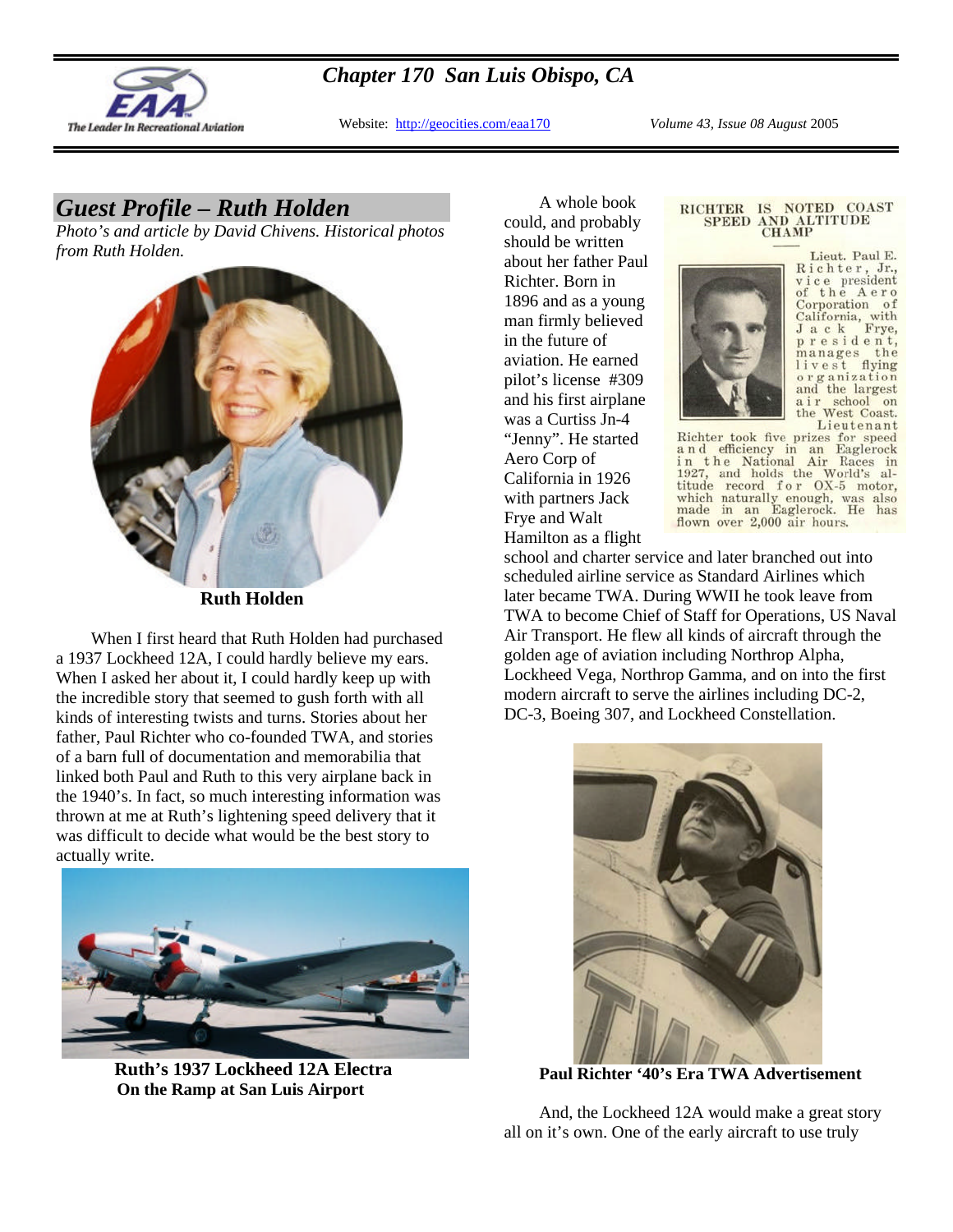# Chapter 170 San Luis Obispo, CA

Website: http://geocities.com/eaa170

*Volume 43, Issue 08 August* 2005

## *Guest Profile – Ruth Holden*

*Photo's and article by David Chivens. Historical photos from Ruth Holden.*

**Ruth Holden**

When I first heard that Ruth Holden had purchased a 1937 Lockheed 12A, I could hardly believe my ears. When I asked her about it, I could hardly keep up with the incredible story that seemed to gush forth with all kinds of interesting twists and turns. Stories about her father, Paul Richter who co-founded TWA, and stories of a barn full of documentation and memorabilia that linked both Paul and Ruth to this very airplane back in the 1940's. In fact, so much interesting information was thrown at me at Ruth's lightening speed delivery that it was difficult to decide what would be the best story to actually write.

**Ruth's 1937 Lockheed 12A Electra**
**On the Ramp at San Luis Airport**

A whole book could, and probably should be written about her father Paul Richter. Born in 1896 and as a young man firmly believed in the future of aviation. He earned pilot's license #309 and his first airplane was a Curtiss Jn-4 "Jenny". He started Aero Corp of California in 1926 with partners Jack Frye and Walt Hamilton as a flight school and charter service and later branched out into scheduled airline service as Standard Airlines which later became TWA. During WWII he took leave from TWA to become Chief of Staff for Operations, US Naval Air Transport. He flew all kinds of aircraft through the golden age of aviation including Northrop Alpha, Lockheed Vega, Northrop Gamma, and on into the first modern aircraft to serve the airlines including DC-2, DC-3, Boeing 307, and Lockheed Constellation.

RICHTER IS NOTED COAST SPEED AND ALTITUDE CHAMP

Lieut. Paul E. Richter, Jr., vice president of the Aero Corporation of California, with Jack Frye, president, manages the livest flying organization and the largest air school on the West Coast. Lieutenant Richter took five prizes for speed and efficiency in an Eaglerock in the National Air Races in 1927, and holds the World's altitude record for OX-5 motor, which naturally enough, was also made in an Eaglerock. He has flown over 2,000 air hours.

**Paul Richter '40's Era TWA Advertisement**

And, the Lockheed 12A would make a great story all on it's own. One of the early aircraft to use truly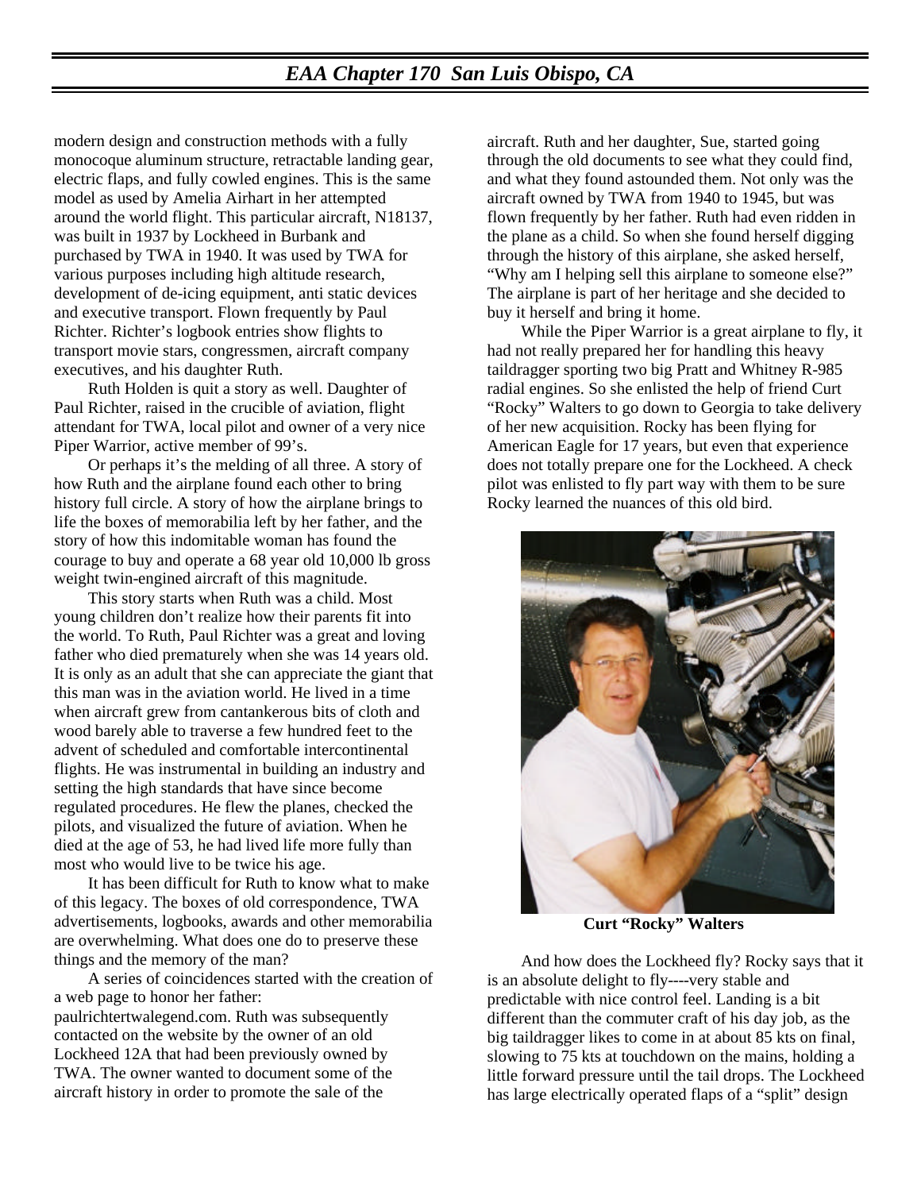modern design and construction methods with a fully monocoque aluminum structure, retractable landing gear, electric flaps, and fully cowled engines. This is the same model as used by Amelia Airhart in her attempted around the world flight. This particular aircraft, N18137, was built in 1937 by Lockheed in Burbank and purchased by TWA in 1940. It was used by TWA for various purposes including high altitude research, development of de-icing equipment, anti static devices and executive transport. Flown frequently by Paul Richter. Richter's logbook entries show flights to transport movie stars, congressmen, aircraft company executives, and his daughter Ruth.

Ruth Holden is quit a story as well. Daughter of Paul Richter, raised in the crucible of aviation, flight attendant for TWA, local pilot and owner of a very nice Piper Warrior, active member of 99's.

Or perhaps it's the melding of all three. A story of how Ruth and the airplane found each other to bring history full circle. A story of how the airplane brings to life the boxes of memorabilia left by her father, and the story of how this indomitable woman has found the courage to buy and operate a 68 year old 10,000 lb gross weight twin-engined aircraft of this magnitude.

This story starts when Ruth was a child. Most young children don't realize how their parents fit into the world. To Ruth, Paul Richter was a great and loving father who died prematurely when she was 14 years old. It is only as an adult that she can appreciate the giant that this man was in the aviation world. He lived in a time when aircraft grew from cantankerous bits of cloth and wood barely able to traverse a few hundred feet to the advent of scheduled and comfortable intercontinental flights. He was instrumental in building an industry and setting the high standards that have since become regulated procedures. He flew the planes, checked the pilots, and visualized the future of aviation. When he died at the age of 53, he had lived life more fully than most who would live to be twice his age.

It has been difficult for Ruth to know what to make of this legacy. The boxes of old correspondence, TWA advertisements, logbooks, awards and other memorabilia are overwhelming. What does one do to preserve these things and the memory of the man?

A series of coincidences started with the creation of a web page to honor her father: paulrichtertwalegend.com. Ruth was subsequently contacted on the website by the owner of an old Lockheed 12A that had been previously owned by TWA. The owner wanted to document some of the aircraft history in order to promote the sale of the aircraft. Ruth and her daughter, Sue, started going through the old documents to see what they could find, and what they found astounded them. Not only was the aircraft owned by TWA from 1940 to 1945, but was flown frequently by her father. Ruth had even ridden in the plane as a child. So when she found herself digging through the history of this airplane, she asked herself, "Why am I helping sell this airplane to someone else?" The airplane is part of her heritage and she decided to buy it herself and bring it home.

While the Piper Warrior is a great airplane to fly, it had not really prepared her for handling this heavy taildragger sporting two big Pratt and Whitney R-985 radial engines. So she enlisted the help of friend Curt "Rocky" Walters to go down to Georgia to take delivery of her new acquisition. Rocky has been flying for American Eagle for 17 years, but even that experience does not totally prepare one for the Lockheed. A check pilot was enlisted to fly part way with them to be sure Rocky learned the nuances of this old bird.

**Curt "Rocky" Walters**

And how does the Lockheed fly? Rocky says that it is an absolute delight to fly----very stable and predictable with nice control feel. Landing is a bit different than the commuter craft of his day job, as the big taildragger likes to come in at about 85 kts on final, slowing to 75 kts at touchdown on the mains, holding a little forward pressure until the tail drops. The Lockheed has large electrically operated flaps of a "split" design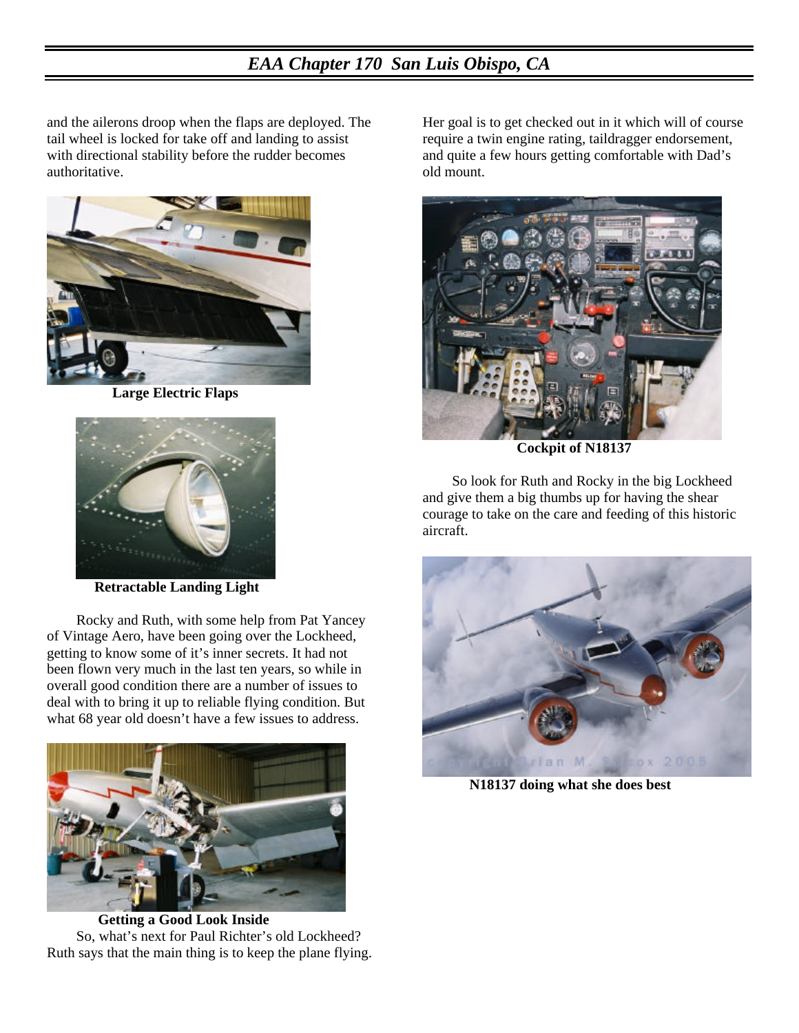and the ailerons droop when the flaps are deployed. The tail wheel is locked for take off and landing to assist with directional stability before the rudder becomes authoritative.

**Large Electric Flaps**

**Retractable Landing Light**

Rocky and Ruth, with some help from Pat Yancey of Vintage Aero, have been going over the Lockheed, getting to know some of it's inner secrets. It had not been flown very much in the last ten years, so while in overall good condition there are a number of issues to deal with to bring it up to reliable flying condition. But what 68 year old doesn't have a few issues to address.

**Getting a Good Look Inside**

So, what's next for Paul Richter's old Lockheed? Ruth says that the main thing is to keep the plane flying. Her goal is to get checked out in it which will of course require a twin engine rating, taildragger endorsement, and quite a few hours getting comfortable with Dad's old mount.

**Cockpit of N18137**

So look for Ruth and Rocky in the big Lockheed and give them a big thumbs up for having the shear courage to take on the care and feeding of this historic aircraft.

**N18137 doing what she does best**